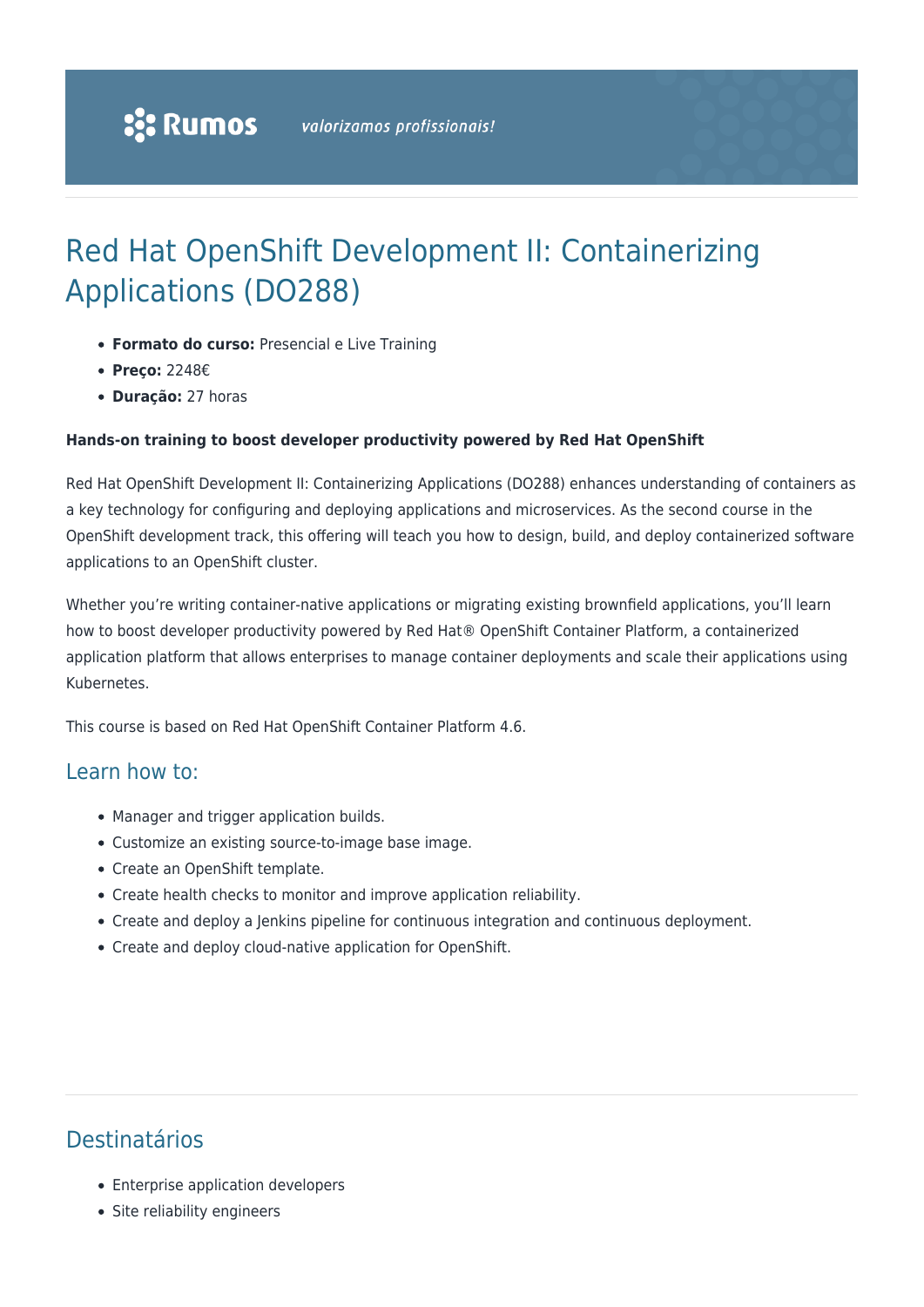# Red Hat OpenShift Development II: Containerizing Applications (DO288)

- **Formato do curso:** Presencial e Live Training
- **Preço:** 2248€
- **Duração:** 27 horas

**Hands-on training to boost developer productivity powered by Red Hat OpenShift**

Red Hat OpenShift Development II: Containerizing Applications (DO288) enhances understanding of containers as a key technology for configuring and deploying applications and microservices. As the second course in the OpenShift development track, this offering will teach you how to design, build, and deploy containerized software applications to an OpenShift cluster.

Whether you're writing container-native applications or migrating existing brownfield applications, you'll learn how to boost developer productivity powered by Red Hat® OpenShift Container Platform, a containerized application platform that allows enterprises to manage container deployments and scale their applications using Kubernetes.

This course is based on Red Hat OpenShift Container Platform 4.6.

## Learn how to:

- Manager and trigger application builds.
- Customize an existing source-to-image base image.
- Create an OpenShift template.
- Create health checks to monitor and improve application reliability.
- Create and deploy a Jenkins pipeline for continuous integration and continuous deployment.
- Create and deploy cloud-native application for OpenShift.

## Destinatários

- Enterprise application developers
- Site reliability engineers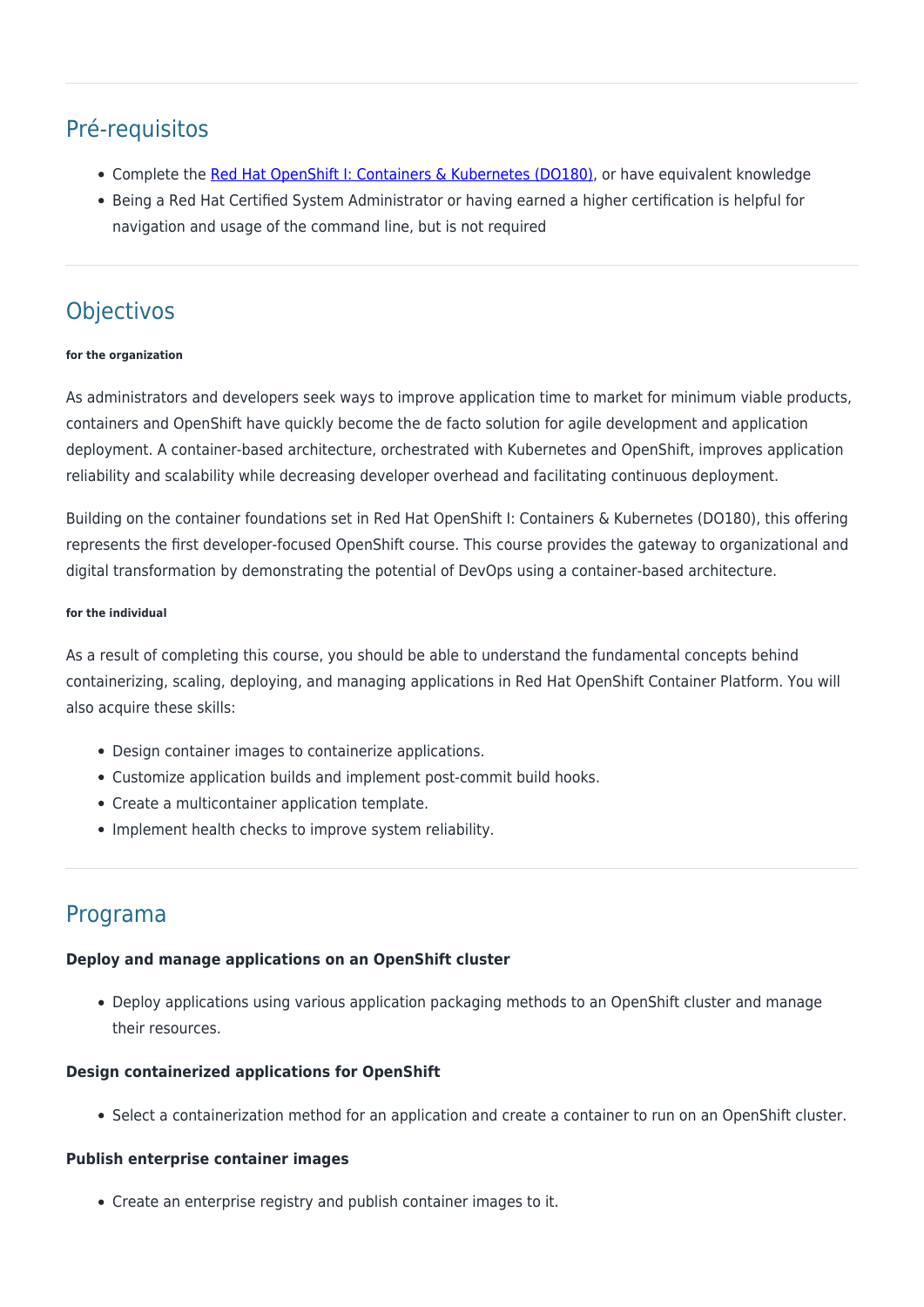## Pré-requisitos

- Complete the [Red Hat OpenShift I: Containers & Kubernetes (DO180)](), or have equivalent knowledge
- Being a Red Hat Certified System Administrator or having earned a higher certification is helpful for navigation and usage of the command line, but is not required

## Objectivos

###### for the organization

As administrators and developers seek ways to improve application time to market for minimum viable products, containers and OpenShift have quickly become the de facto solution for agile development and application deployment. A container-based architecture, orchestrated with Kubernetes and OpenShift, improves application reliability and scalability while decreasing developer overhead and facilitating continuous deployment.

Building on the container foundations set in Red Hat OpenShift I: Containers & Kubernetes (DO180), this offering represents the first developer-focused OpenShift course. This course provides the gateway to organizational and digital transformation by demonstrating the potential of DevOps using a container-based architecture.

###### for the individual

As a result of completing this course, you should be able to understand the fundamental concepts behind containerizing, scaling, deploying, and managing applications in Red Hat OpenShift Container Platform. You will also acquire these skills:

- Design container images to containerize applications.
- Customize application builds and implement post-commit build hooks.
- Create a multicontainer application template.
- Implement health checks to improve system reliability.

## Programa

**Deploy and manage applications on an OpenShift cluster**

- Deploy applications using various application packaging methods to an OpenShift cluster and manage their resources.

**Design containerized applications for OpenShift**

- Select a containerization method for an application and create a container to run on an OpenShift cluster.

**Publish enterprise container images**

- Create an enterprise registry and publish container images to it.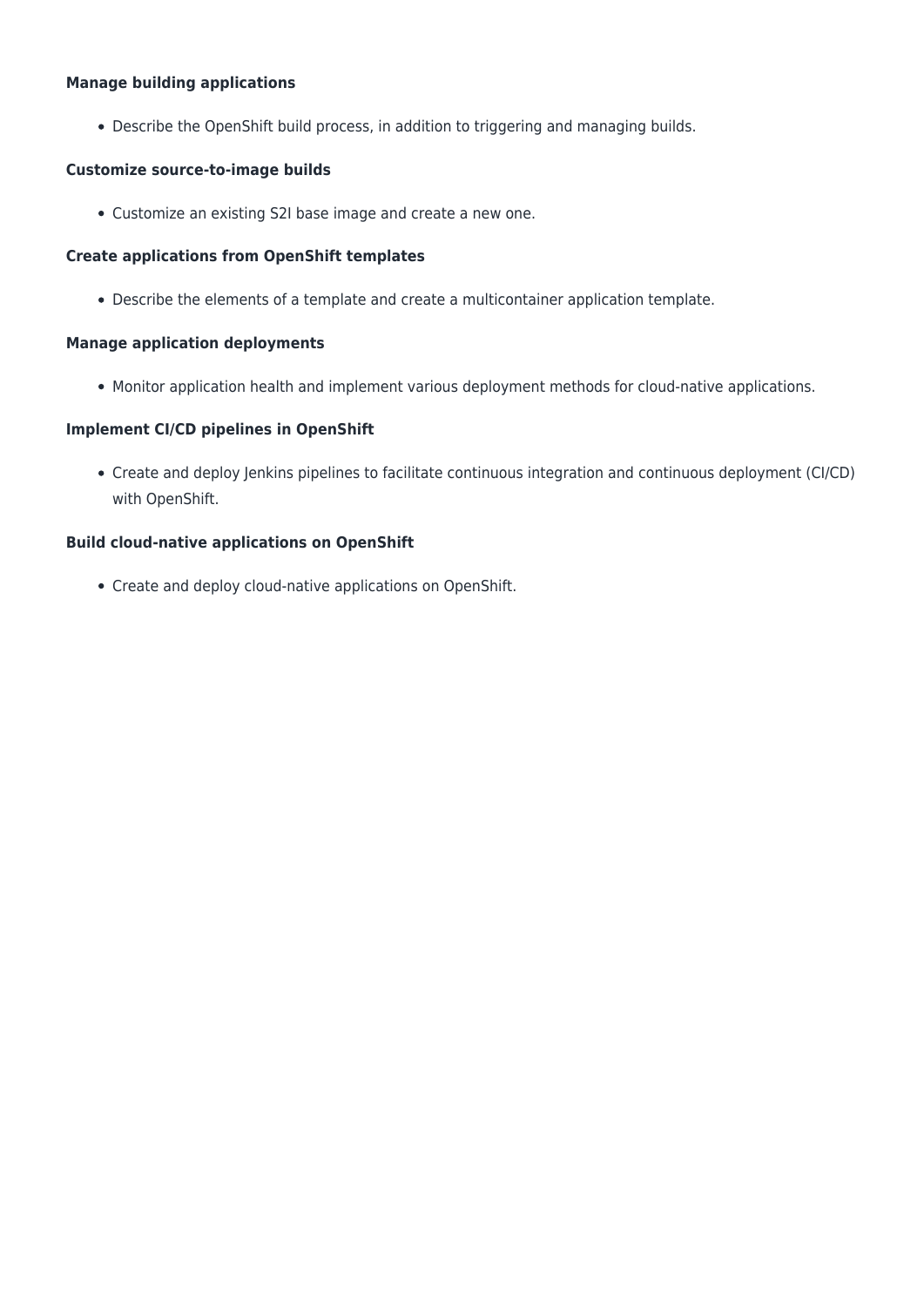**Manage building applications**

- Describe the OpenShift build process, in addition to triggering and managing builds.

**Customize source-to-image builds**

- Customize an existing S2I base image and create a new one.

**Create applications from OpenShift templates**

- Describe the elements of a template and create a multicontainer application template.

**Manage application deployments**

- Monitor application health and implement various deployment methods for cloud-native applications.

**Implement CI/CD pipelines in OpenShift**

- Create and deploy Jenkins pipelines to facilitate continuous integration and continuous deployment (CI/CD) with OpenShift.

**Build cloud-native applications on OpenShift**

- Create and deploy cloud-native applications on OpenShift.